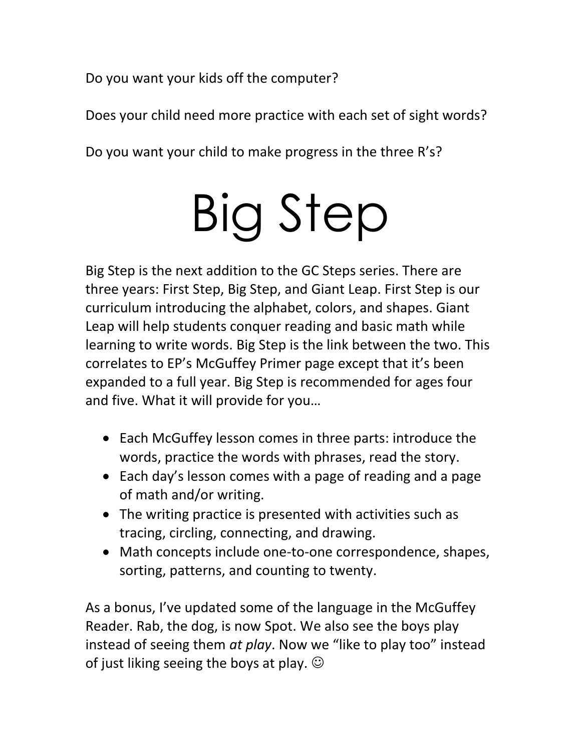Do you want your kids off the computer?

Does your child need more practice with each set of sight words?

Do you want your child to make progress in the three R's?

# Big Step

Big Step is the next addition to the GC Steps series. There are three years: First Step, Big Step, and Giant Leap. First Step is our curriculum introducing the alphabet, colors, and shapes. Giant Leap will help students conquer reading and basic math while learning to write words. Big Step is the link between the two. This correlates to EP's McGuffey Primer page except that it's been expanded to a full year. Big Step is recommended for ages four and five. What it will provide for you…

- Each McGuffey lesson comes in three parts: introduce the words, practice the words with phrases, read the story.
- Each day's lesson comes with a page of reading and a page of math and/or writing.
- The writing practice is presented with activities such as tracing, circling, connecting, and drawing.
- Math concepts include one-to-one correspondence, shapes, sorting, patterns, and counting to twenty.

As a bonus, I've updated some of the language in the McGuffey Reader. Rab, the dog, is now Spot. We also see the boys play instead of seeing them *at play*. Now we "like to play too" instead of just liking seeing the boys at play. ☺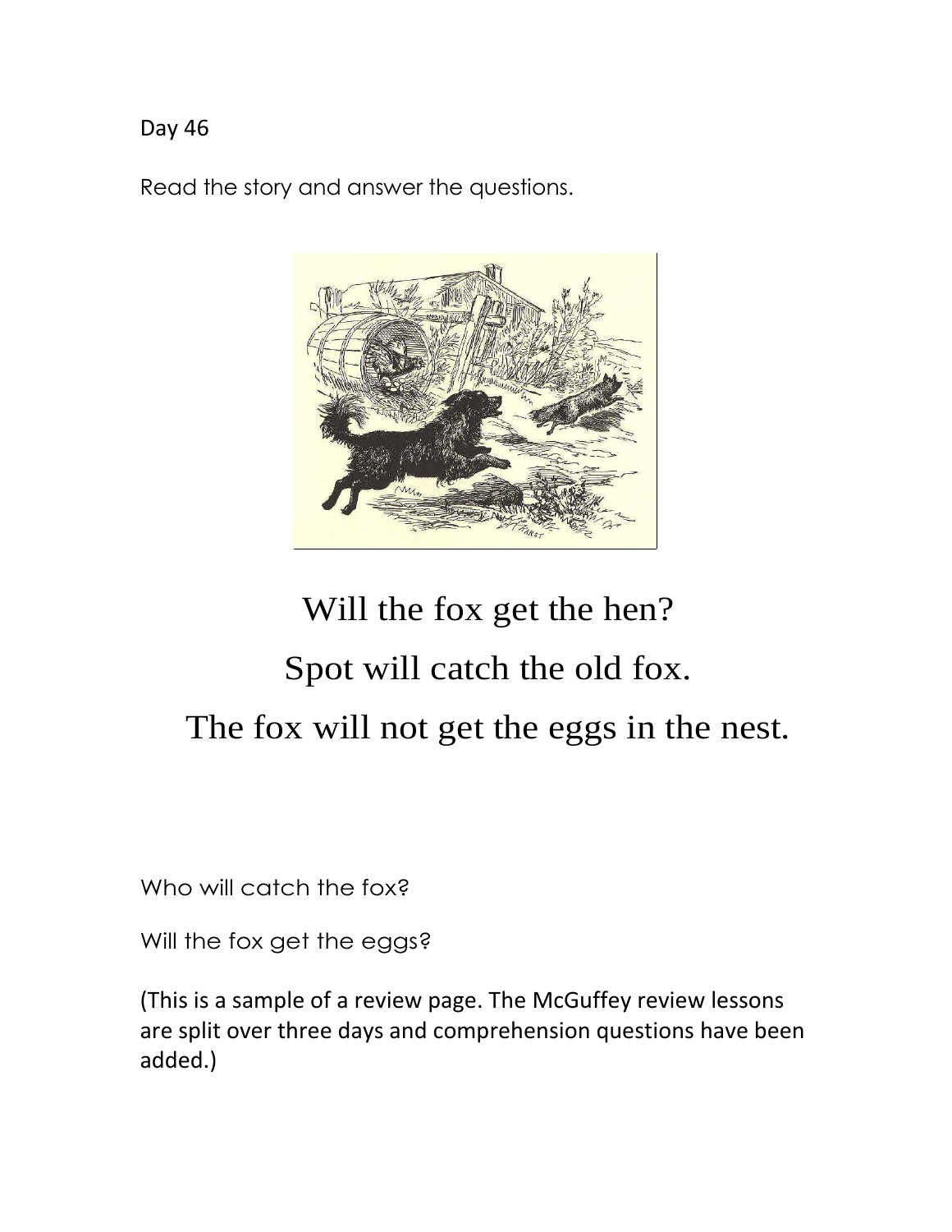Day 46

Read the story and answer the questions.

Will the fox get the hen?

Spot will catch the old fox.

The fox will not get the eggs in the nest.

Who will catch the fox?

Will the fox get the eggs?

(This is a sample of a review page. The McGuffey review lessons are split over three days and comprehension questions have been added.)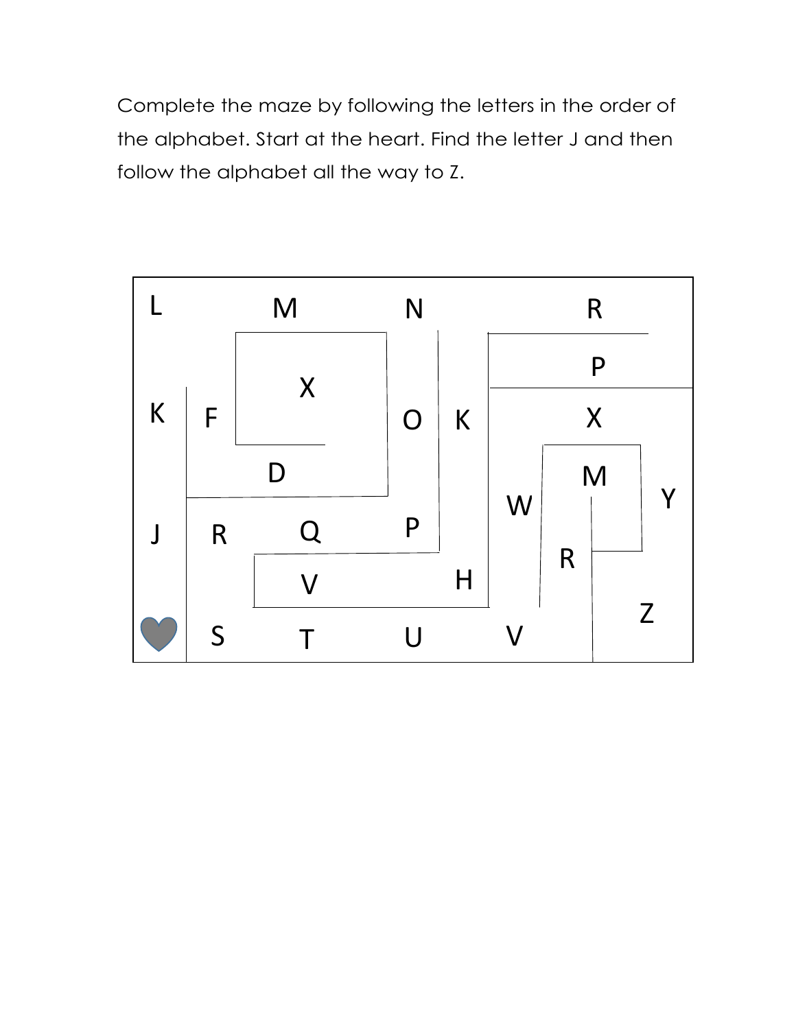Complete the maze by following the letters in the order of the alphabet. Start at the heart. Find the letter J and then follow the alphabet all the way to Z.

L M N R

P

K F X O K X

D M

W Y

J R Q P

R

V H

Z

♥ S T U V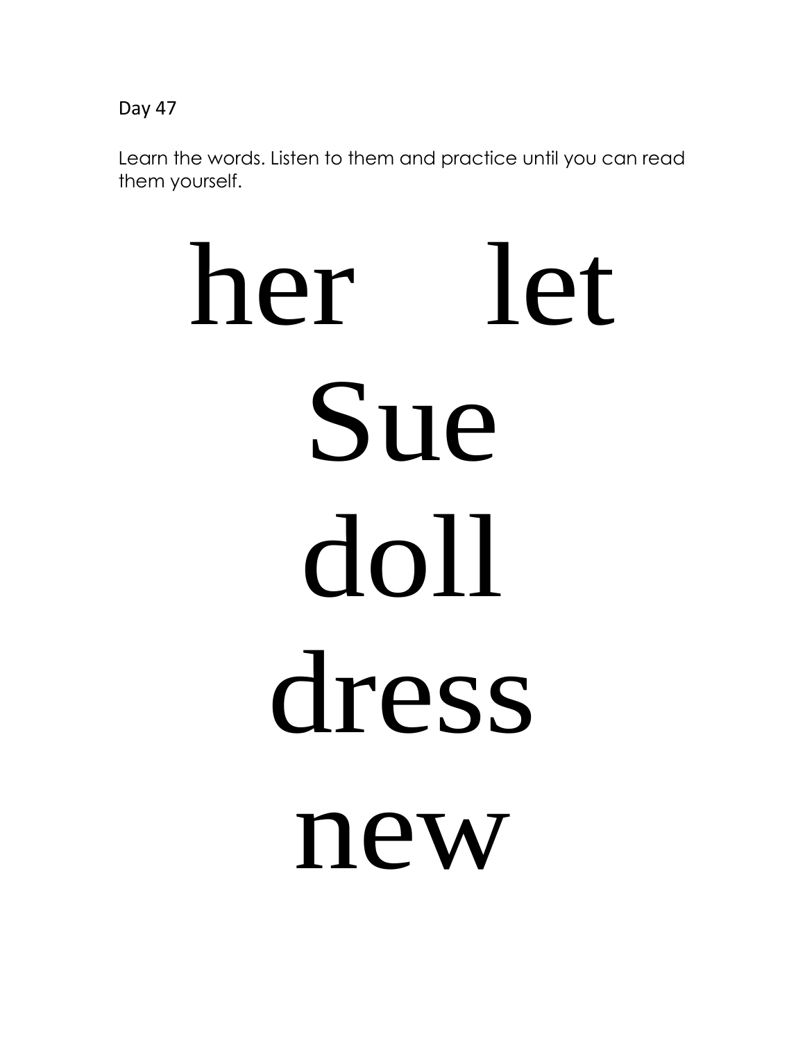Day 47

Learn the words. Listen to them and practice until you can read them yourself.

# her let

# Sue

# doll

# dress

# new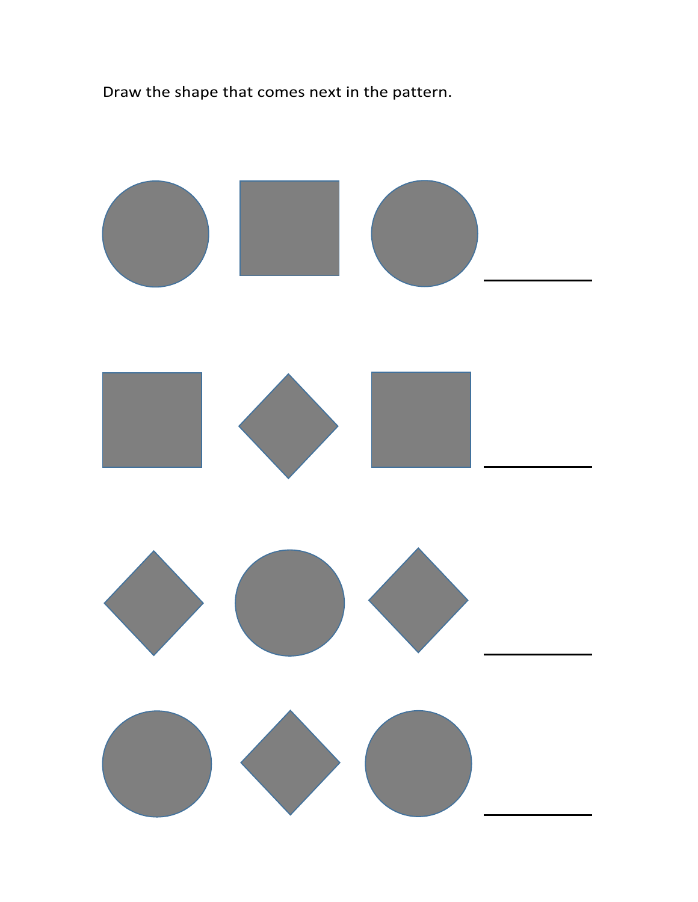Draw the shape that comes next in the pattern.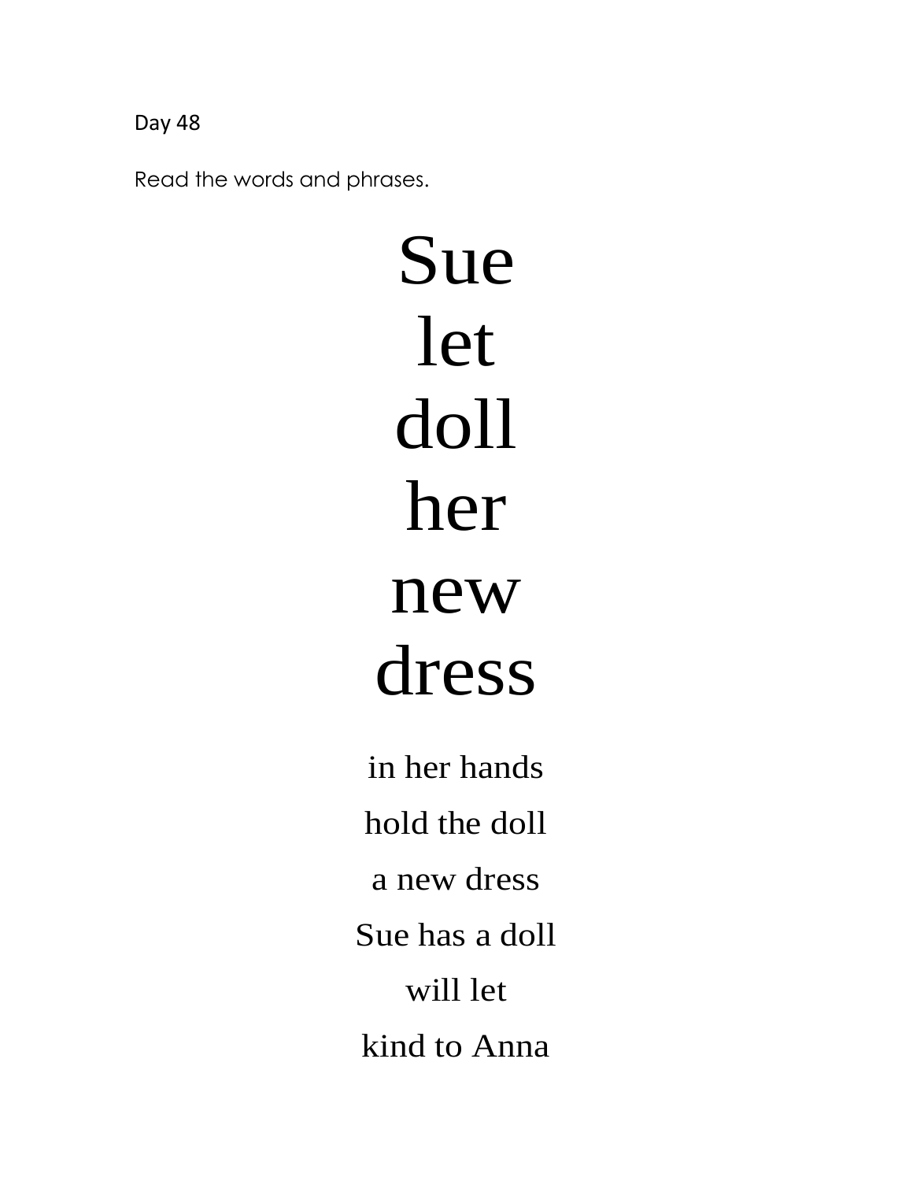Day 48

Read the words and phrases.

Sue

let

doll

her

new

dress

in her hands

hold the doll

a new dress

Sue has a doll

will let

kind to Anna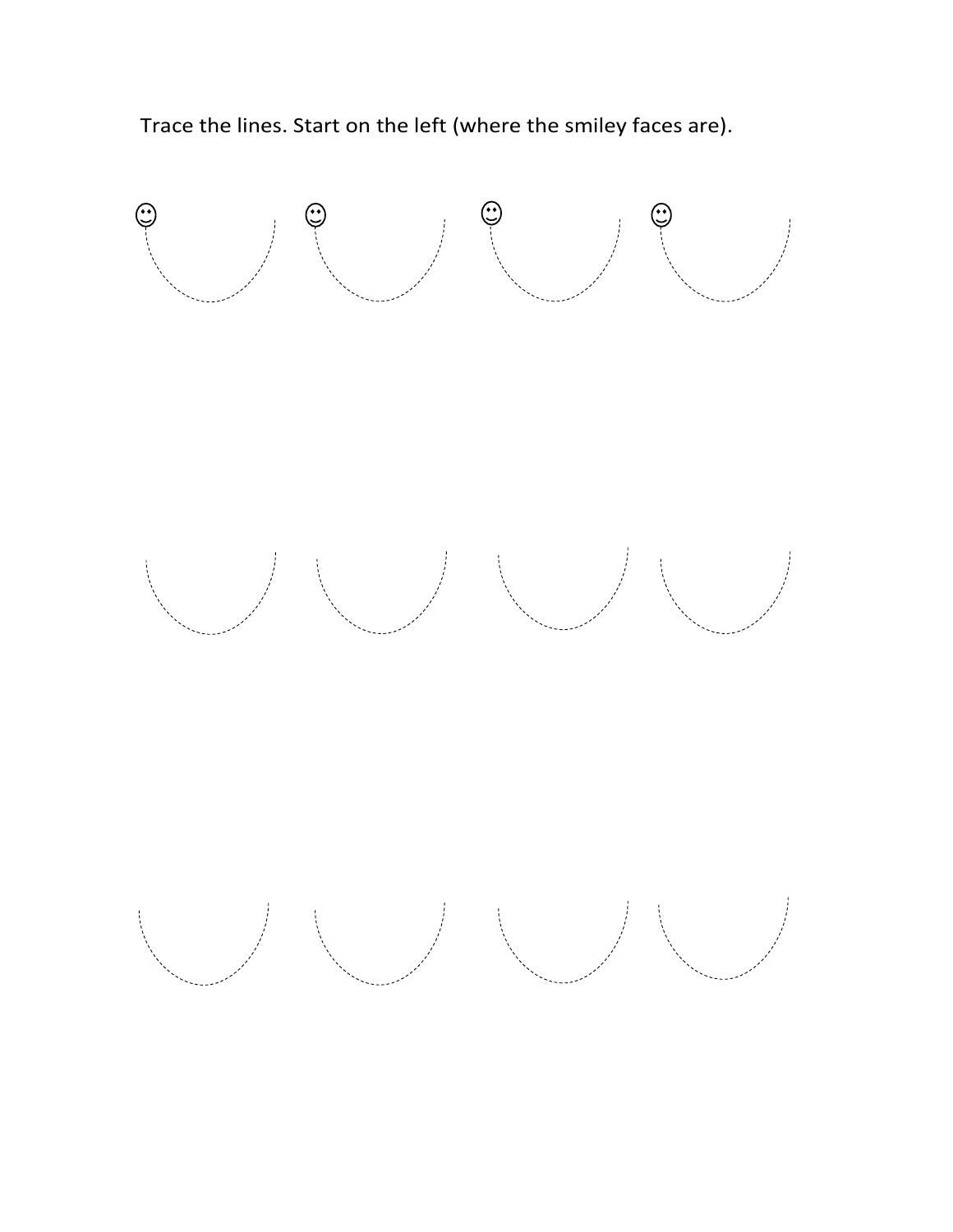Trace the lines. Start on the left (where the smiley faces are).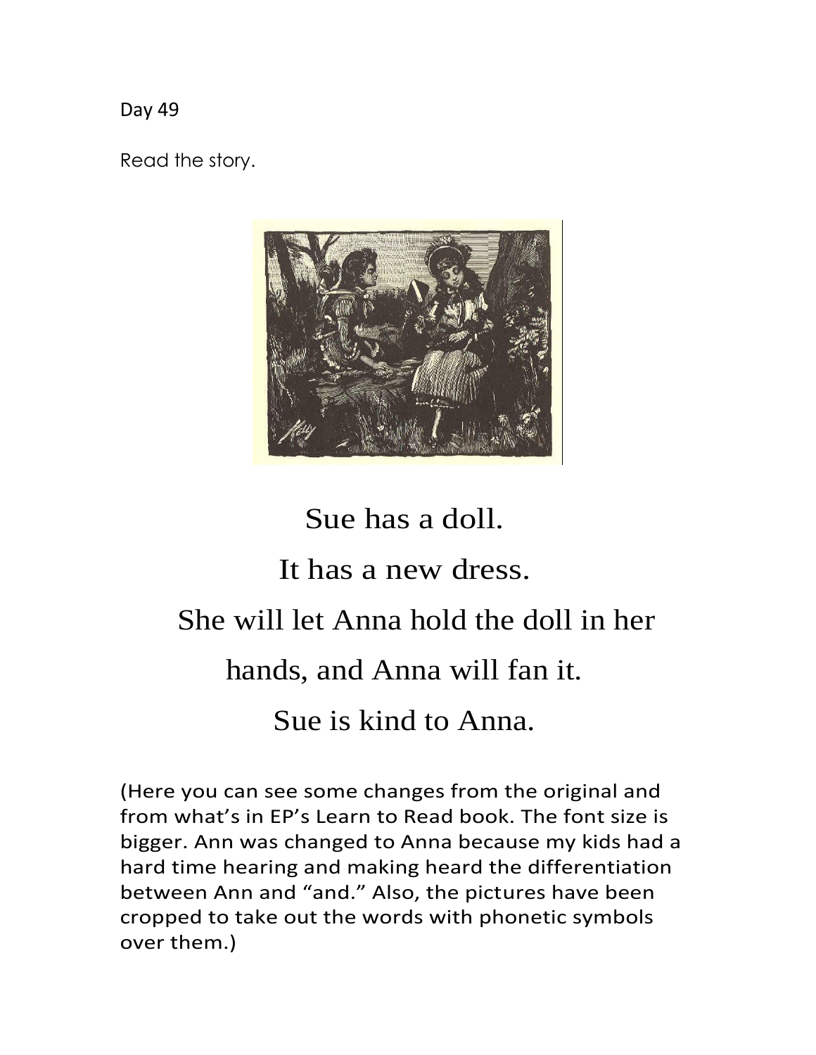Day 49

Read the story.

Sue has a doll.

It has a new dress.

She will let Anna hold the doll in her hands, and Anna will fan it.

Sue is kind to Anna.

(Here you can see some changes from the original and from what's in EP's Learn to Read book. The font size is bigger. Ann was changed to Anna because my kids had a hard time hearing and making heard the differentiation between Ann and "and." Also, the pictures have been cropped to take out the words with phonetic symbols over them.)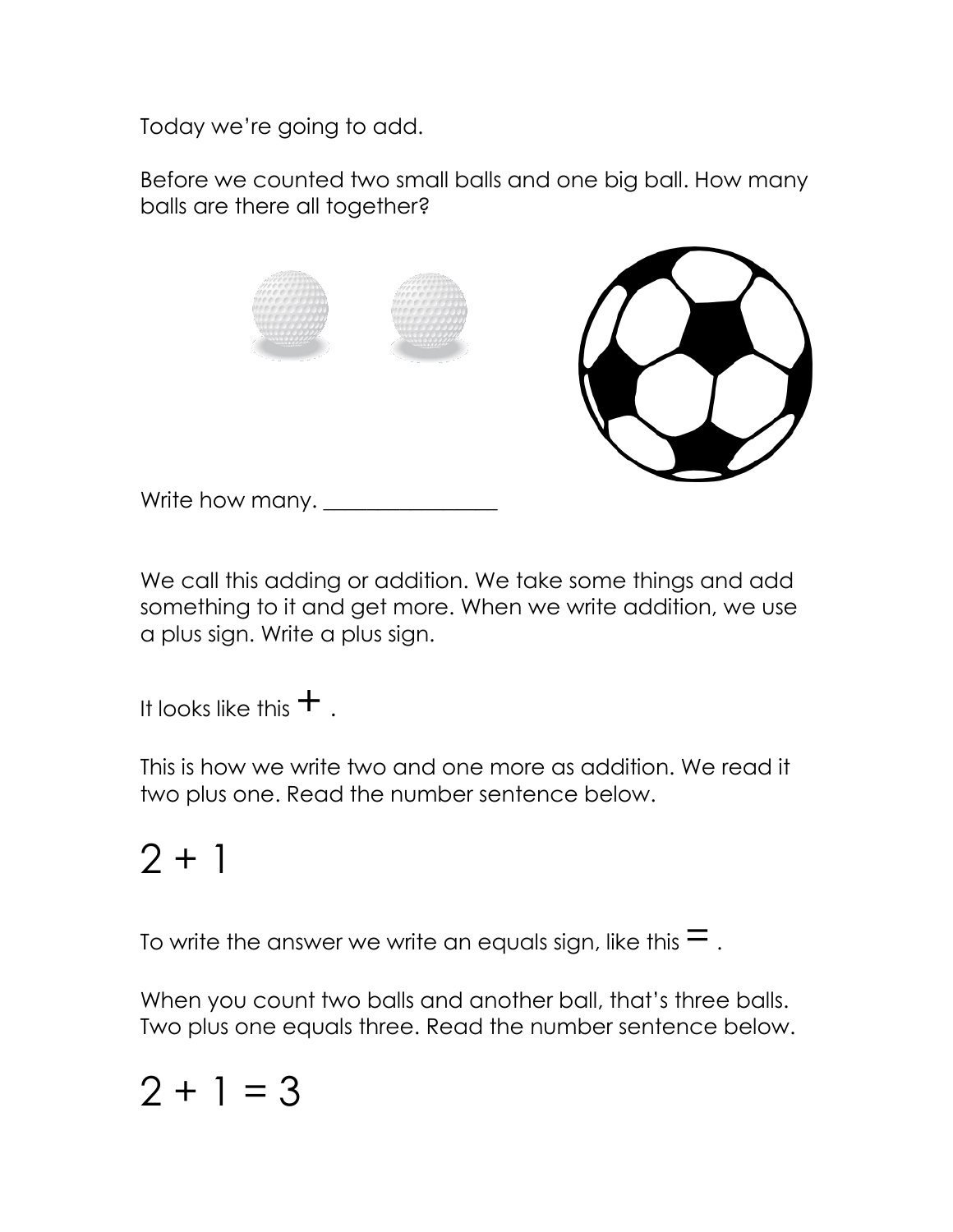Today we're going to add.

Before we counted two small balls and one big ball. How many balls are there all together?

Write how many. ________________

We call this adding or addition. We take some things and add something to it and get more. When we write addition, we use a plus sign. Write a plus sign.

It looks like this $+$ .

This is how we write two and one more as addition. We read it two plus one. Read the number sentence below.

$$2 + 1$$

To write the answer we write an equals sign, like this $=$ .

When you count two balls and another ball, that's three balls. Two plus one equals three. Read the number sentence below.

$$2 + 1 = 3$$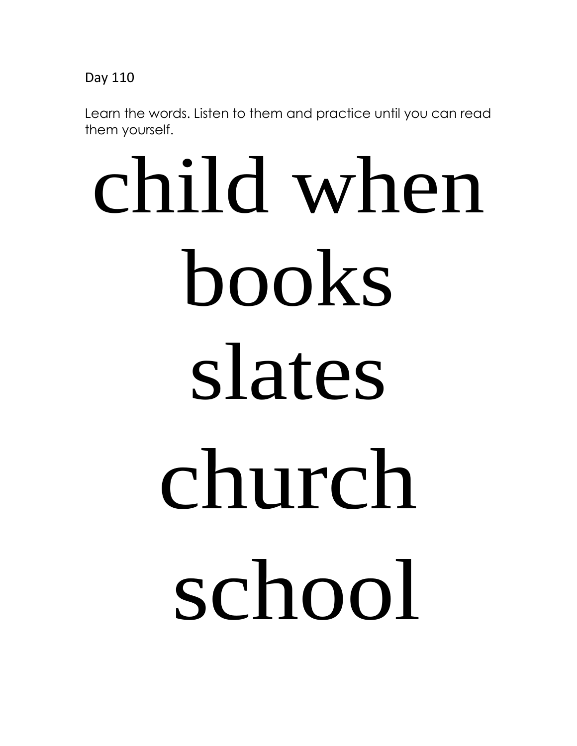Day 110

Learn the words. Listen to them and practice until you can read them yourself.

# child when

# books

# slates

# church

# school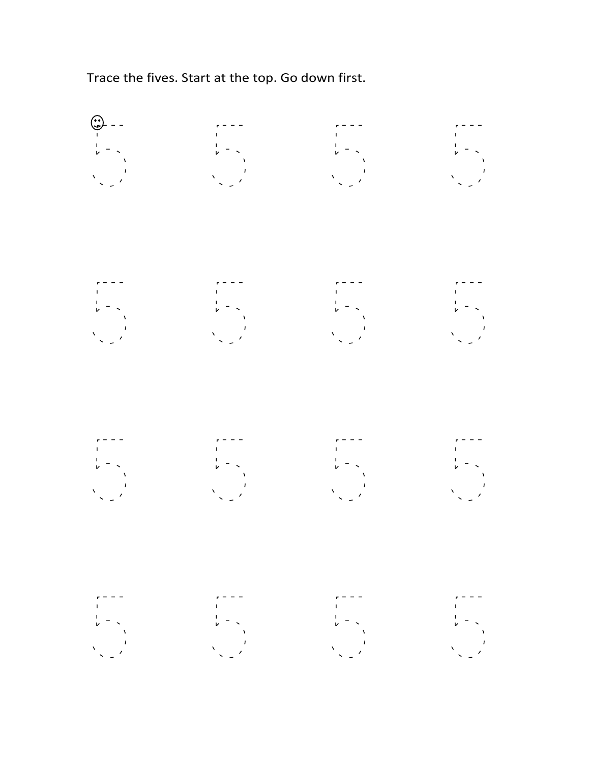Trace the fives. Start at the top. Go down first.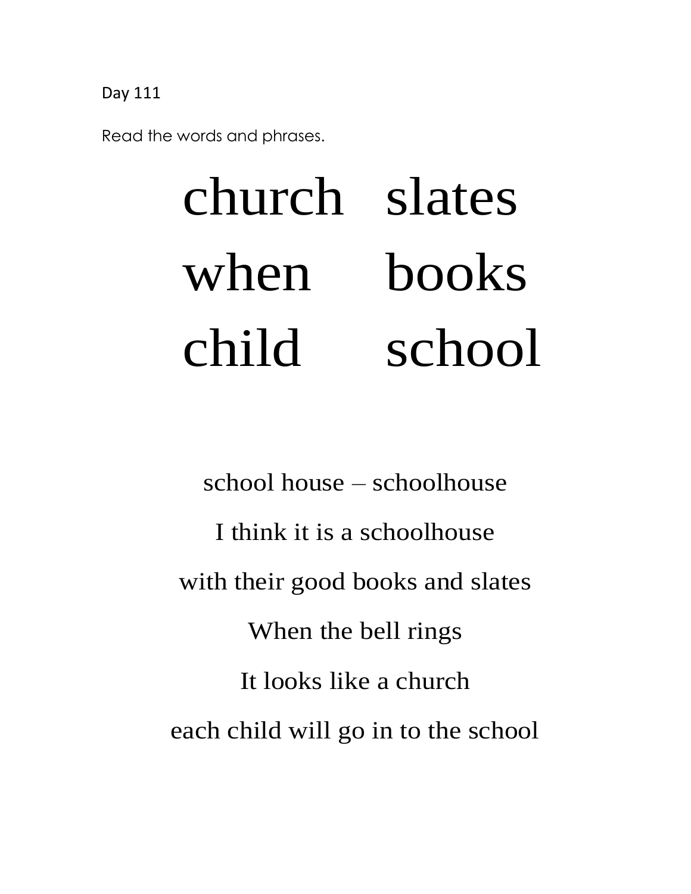Day 111

Read the words and phrases.

| | |
|---|---|
| church | slates |
| when | books |
| child | school |

school house – schoolhouse

I think it is a schoolhouse

with their good books and slates

When the bell rings

It looks like a church

each child will go in to the school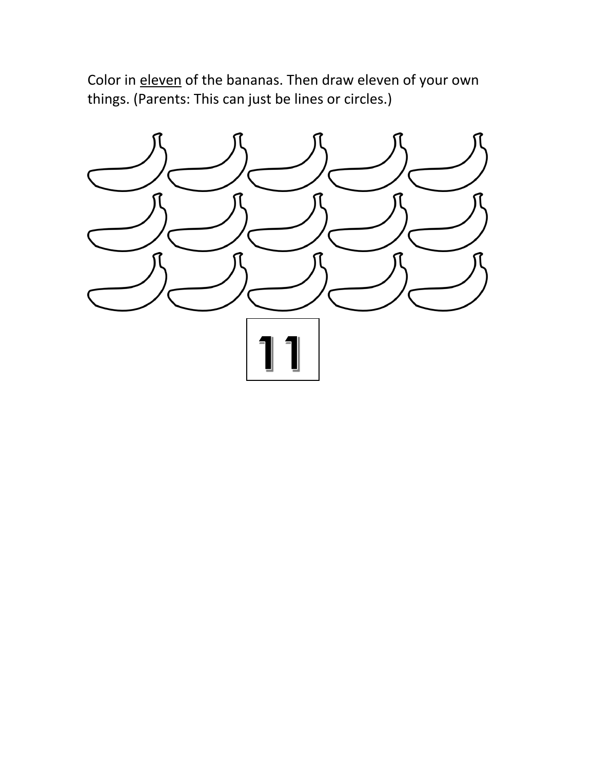Color in <u>eleven</u> of the bananas. Then draw eleven of your own things. (Parents: This can just be lines or circles.)

11